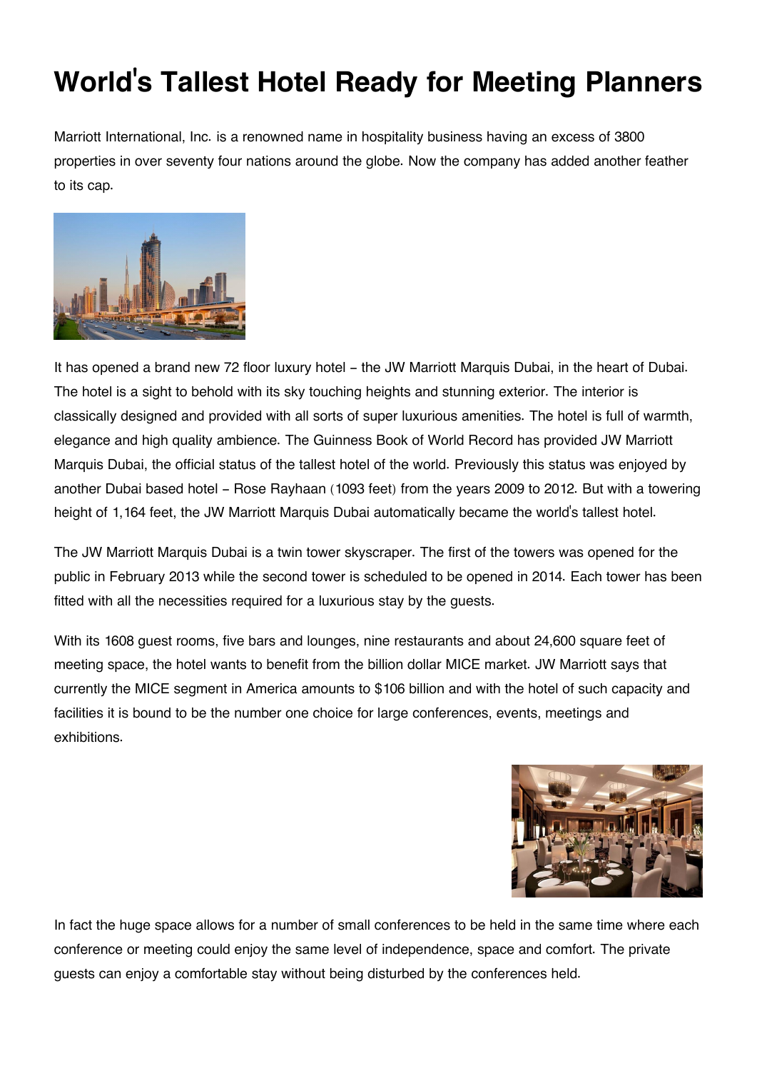# World's Tallest Hotel Ready for Meeting Planners

Marriott International, Inc. is a renowned name in hospitality business having an excess of 3800 properties in over seventy four nations around the globe. Now the company has added another feather to its cap.

It has opened a brand new 72 floor luxury hotel – the JW Marriott Marquis Dubai, in the heart of Dubai. The hotel is a sight to behold with its sky touching heights and stunning exterior. The interior is classically designed and provided with all sorts of super luxurious amenities. The hotel is full of warmth, elegance and high quality ambience. The Guinness Book of World Record has provided JW Marriott Marquis Dubai, the official status of the tallest hotel of the world. Previously this status was enjoyed by another Dubai based hotel – Rose Rayhaan (1093 feet) from the years 2009 to 2012. But with a towering height of 1,164 feet, the JW Marriott Marquis Dubai automatically became the world's tallest hotel.

The JW Marriott Marquis Dubai is a twin tower skyscraper. The first of the towers was opened for the public in February 2013 while the second tower is scheduled to be opened in 2014. Each tower has been fitted with all the necessities required for a luxurious stay by the guests.

With its 1608 guest rooms, five bars and lounges, nine restaurants and about 24,600 square feet of meeting space, the hotel wants to benefit from the billion dollar MICE market. JW Marriott says that currently the MICE segment in America amounts to $106 billion and with the hotel of such capacity and facilities it is bound to be the number one choice for large conferences, events, meetings and exhibitions.

In fact the huge space allows for a number of small conferences to be held in the same time where each conference or meeting could enjoy the same level of independence, space and comfort. The private guests can enjoy a comfortable stay without being disturbed by the conferences held.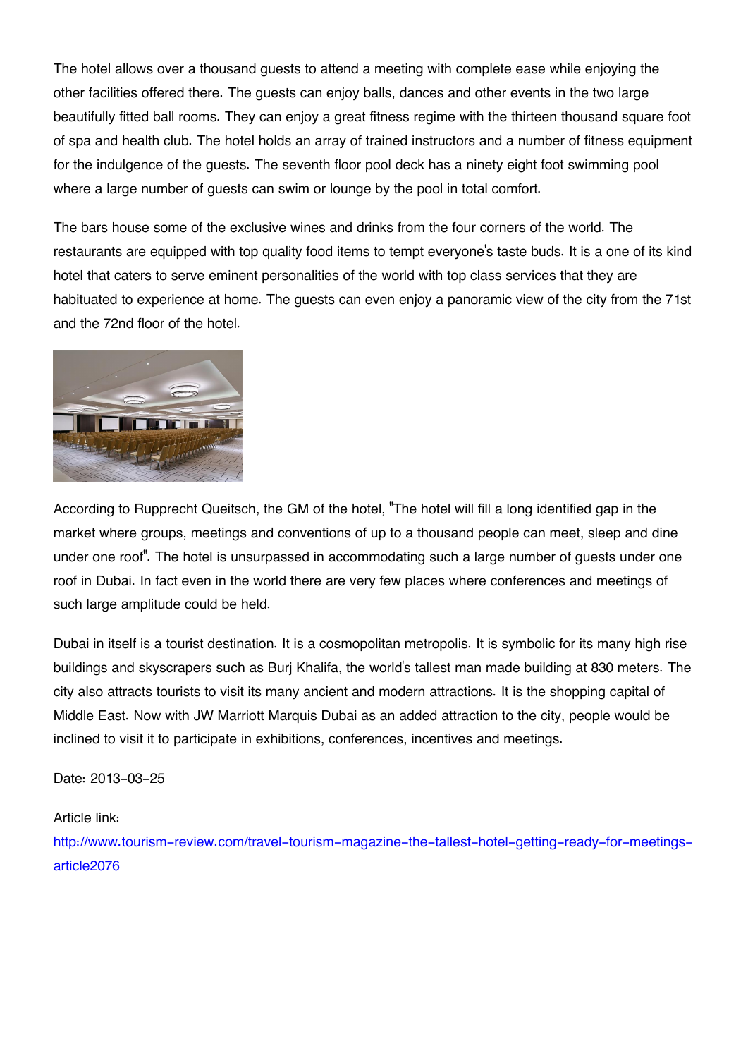The hotel allows over a thousand guests to attend a meeting with complete ease while enjoying the other facilities offered there. The guests can enjoy balls, dances and other events in the two large beautifully fitted ball rooms. They can enjoy a great fitness regime with the thirteen thousand square foot of spa and health club. The hotel holds an array of trained instructors and a number of fitness equipment for the indulgence of the guests. The seventh floor pool deck has a ninety eight foot swimming pool where a large number of guests can swim or lounge by the pool in total comfort.

The bars house some of the exclusive wines and drinks from the four corners of the world. The restaurants are equipped with top quality food items to tempt everyone's taste buds. It is a one of its kind hotel that caters to serve eminent personalities of the world with top class services that they are habituated to experience at home. The guests can even enjoy a panoramic view of the city from the 71st and the 72nd floor of the hotel.

According to Rupprecht Queitsch, the GM of the hotel, "The hotel will fill a long identified gap in the market where groups, meetings and conventions of up to a thousand people can meet, sleep and dine under one roof". The hotel is unsurpassed in accommodating such a large number of guests under one roof in Dubai. In fact even in the world there are very few places where conferences and meetings of such large amplitude could be held.

Dubai in itself is a tourist destination. It is a cosmopolitan metropolis. It is symbolic for its many high rise buildings and skyscrapers such as Burj Khalifa, the world's tallest man made building at 830 meters. The city also attracts tourists to visit its many ancient and modern attractions. It is the shopping capital of Middle East. Now with JW Marriott Marquis Dubai as an added attraction to the city, people would be inclined to visit it to participate in exhibitions, conferences, incentives and meetings.

Date: 2013-03-25

Article link:
[http://www.tourism-review.com/travel-tourism-magazine-the-tallest-hotel-getting-ready-for-meetings-article2076](http://www.tourism-review.com/travel-tourism-magazine-the-tallest-hotel-getting-ready-for-meetings-article2076)